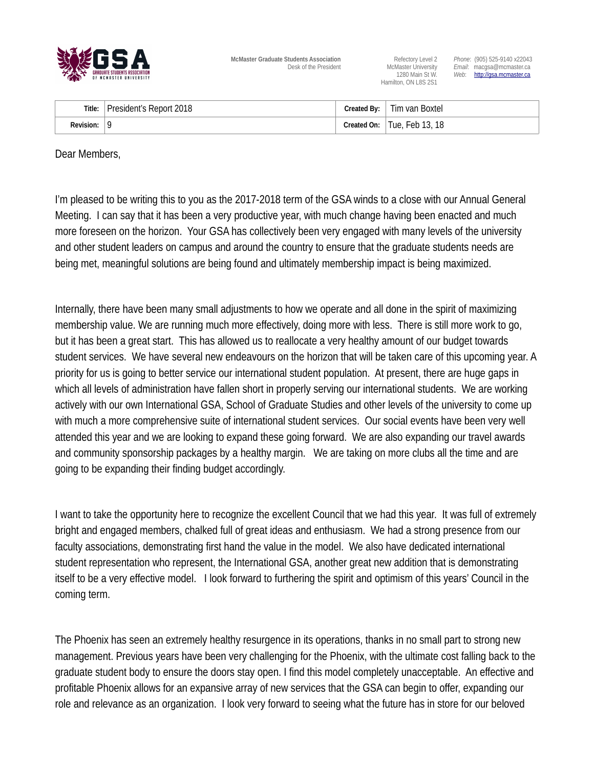**McMaster Graduate Students Association**
Desk of the President

Refectory Level 2
McMaster University
1280 Main St W.
Hamilton, ON L8S 2S1

*Phone*: (905) 525-9140 x22043
*Email*: macgsa@mcmaster.ca
*Web*: http://gsa.mcmaster.ca

| **Title:** | President's Report 2018 | **Created By:** | Tim van Boxtel |
|---|---|---|---|
| **Revision:** | 9 | **Created On:** | Tue, Feb 13, 18 |

Dear Members,

I'm pleased to be writing this to you as the 2017-2018 term of the GSA winds to a close with our Annual General Meeting. I can say that it has been a very productive year, with much change having been enacted and much more foreseen on the horizon. Your GSA has collectively been very engaged with many levels of the university and other student leaders on campus and around the country to ensure that the graduate students needs are being met, meaningful solutions are being found and ultimately membership impact is being maximized.

Internally, there have been many small adjustments to how we operate and all done in the spirit of maximizing membership value. We are running much more effectively, doing more with less. There is still more work to go, but it has been a great start. This has allowed us to reallocate a very healthy amount of our budget towards student services. We have several new endeavours on the horizon that will be taken care of this upcoming year. A priority for us is going to better service our international student population. At present, there are huge gaps in which all levels of administration have fallen short in properly serving our international students. We are working actively with our own International GSA, School of Graduate Studies and other levels of the university to come up with much a more comprehensive suite of international student services. Our social events have been very well attended this year and we are looking to expand these going forward. We are also expanding our travel awards and community sponsorship packages by a healthy margin. We are taking on more clubs all the time and are going to be expanding their finding budget accordingly.

I want to take the opportunity here to recognize the excellent Council that we had this year. It was full of extremely bright and engaged members, chalked full of great ideas and enthusiasm. We had a strong presence from our faculty associations, demonstrating first hand the value in the model. We also have dedicated international student representation who represent, the International GSA, another great new addition that is demonstrating itself to be a very effective model. I look forward to furthering the spirit and optimism of this years' Council in the coming term.

The Phoenix has seen an extremely healthy resurgence in its operations, thanks in no small part to strong new management. Previous years have been very challenging for the Phoenix, with the ultimate cost falling back to the graduate student body to ensure the doors stay open. I find this model completely unacceptable. An effective and profitable Phoenix allows for an expansive array of new services that the GSA can begin to offer, expanding our role and relevance as an organization. I look very forward to seeing what the future has in store for our beloved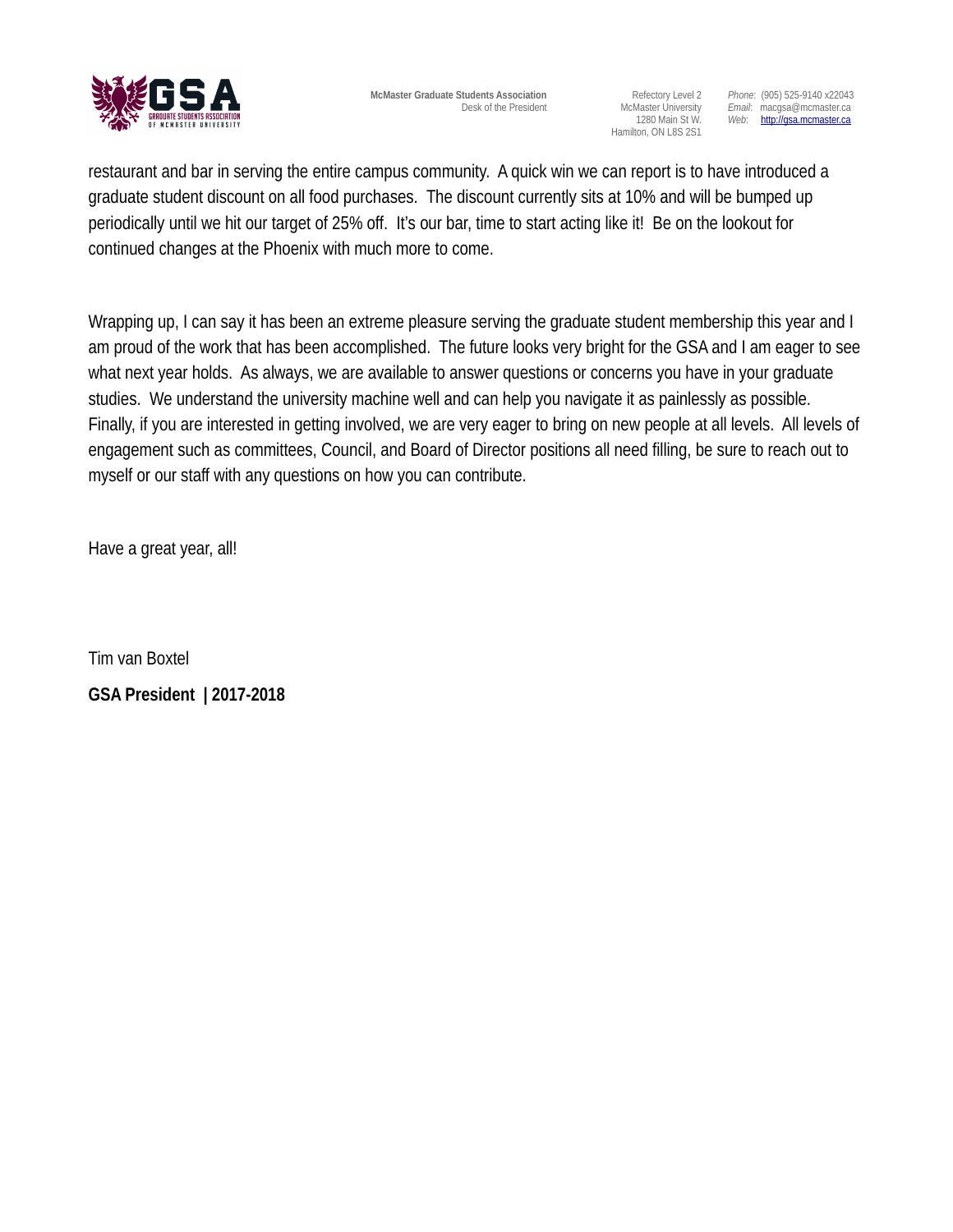restaurant and bar in serving the entire campus community. A quick win we can report is to have introduced a graduate student discount on all food purchases. The discount currently sits at 10% and will be bumped up periodically until we hit our target of 25% off. It's our bar, time to start acting like it! Be on the lookout for continued changes at the Phoenix with much more to come.

Wrapping up, I can say it has been an extreme pleasure serving the graduate student membership this year and I am proud of the work that has been accomplished. The future looks very bright for the GSA and I am eager to see what next year holds. As always, we are available to answer questions or concerns you have in your graduate studies. We understand the university machine well and can help you navigate it as painlessly as possible. Finally, if you are interested in getting involved, we are very eager to bring on new people at all levels. All levels of engagement such as committees, Council, and Board of Director positions all need filling, be sure to reach out to myself or our staff with any questions on how you can contribute.

Have a great year, all!

Tim van Boxtel

**GSA President | 2017-2018**